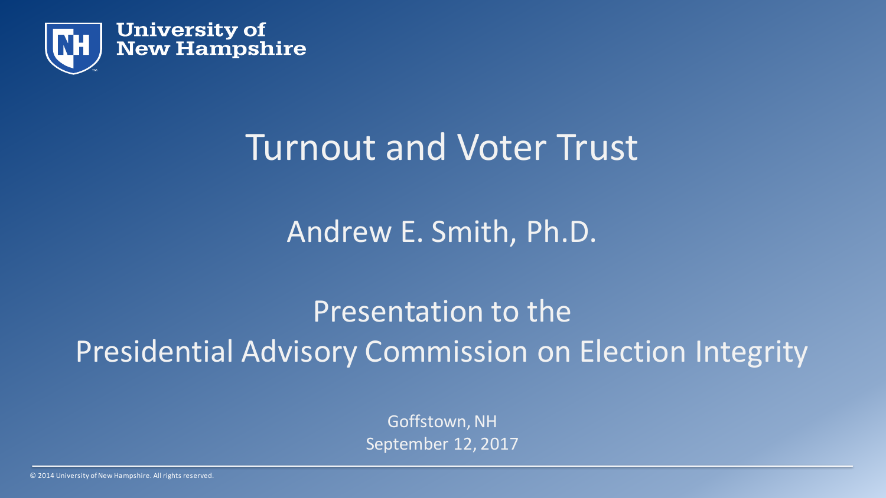University of New Hampshire

# Turnout and Voter Trust

Andrew E. Smith, Ph.D.

Presentation to the
Presidential Advisory Commission on Election Integrity

Goffstown, NH
September 12, 2017

© 2014 University of New Hampshire. All rights reserved.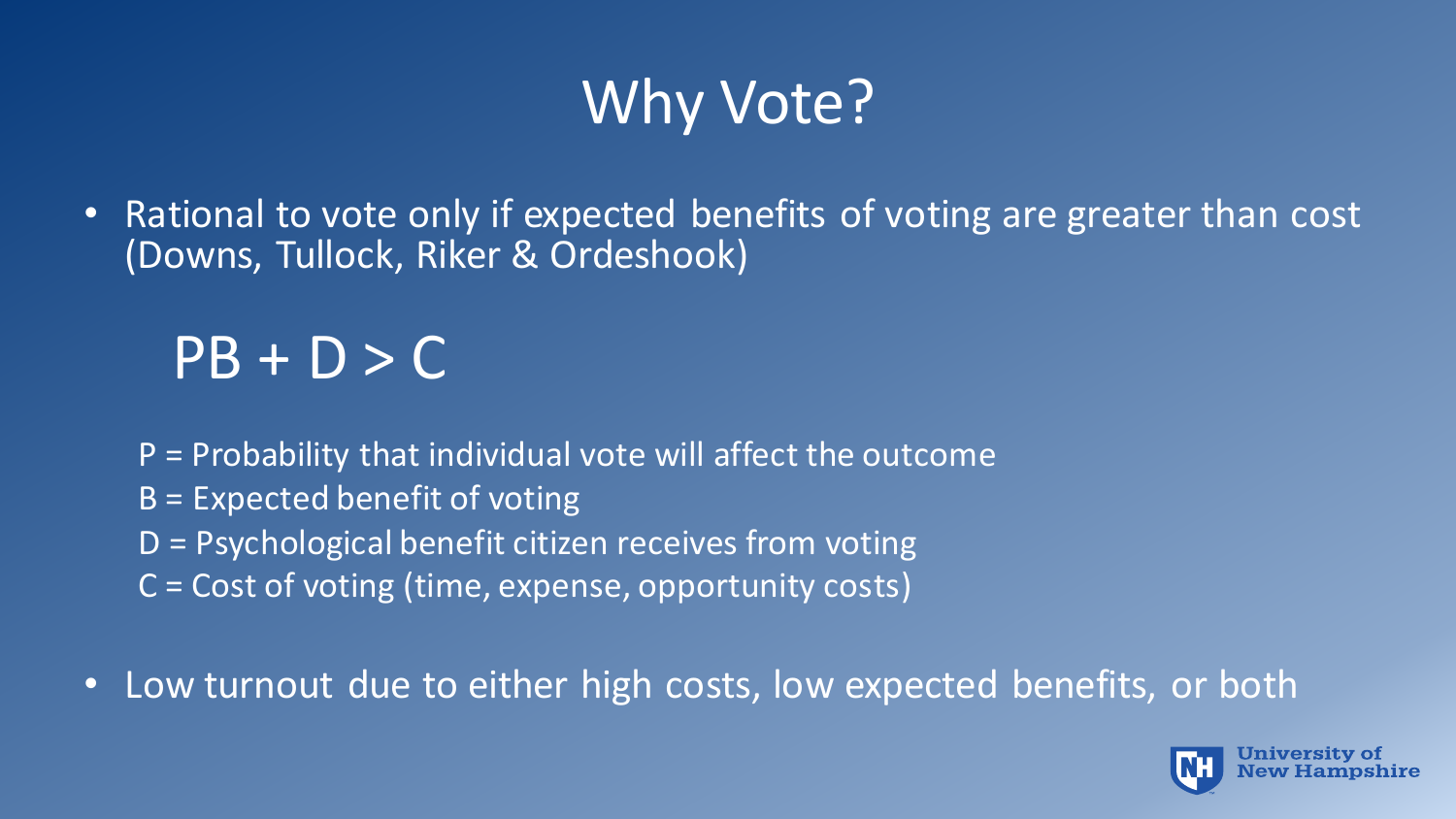# Why Vote?

- Rational to vote only if expected benefits of voting are greater than cost (Downs, Tullock, Riker & Ordeshook)

$$PB + D > C$$

P = Probability that individual vote will affect the outcome
B = Expected benefit of voting
D = Psychological benefit citizen receives from voting
C = Cost of voting (time, expense, opportunity costs)

- Low turnout due to either high costs, low expected benefits, or both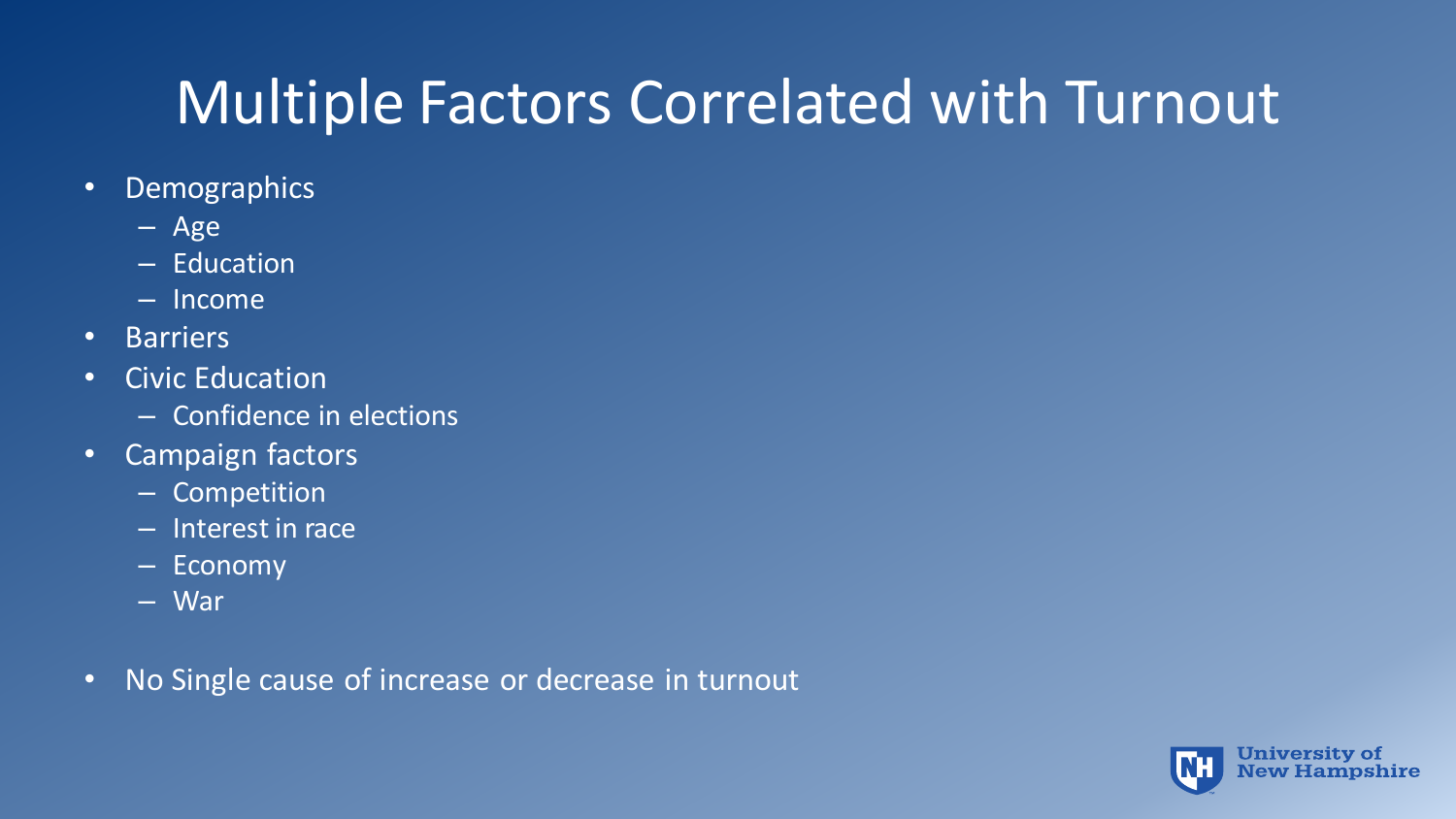# Multiple Factors Correlated with Turnout

- Demographics
  - Age
  - Education
  - Income
- Barriers
- Civic Education
  - Confidence in elections
- Campaign factors
  - Competition
  - Interest in race
  - Economy
  - War
- No Single cause of increase or decrease in turnout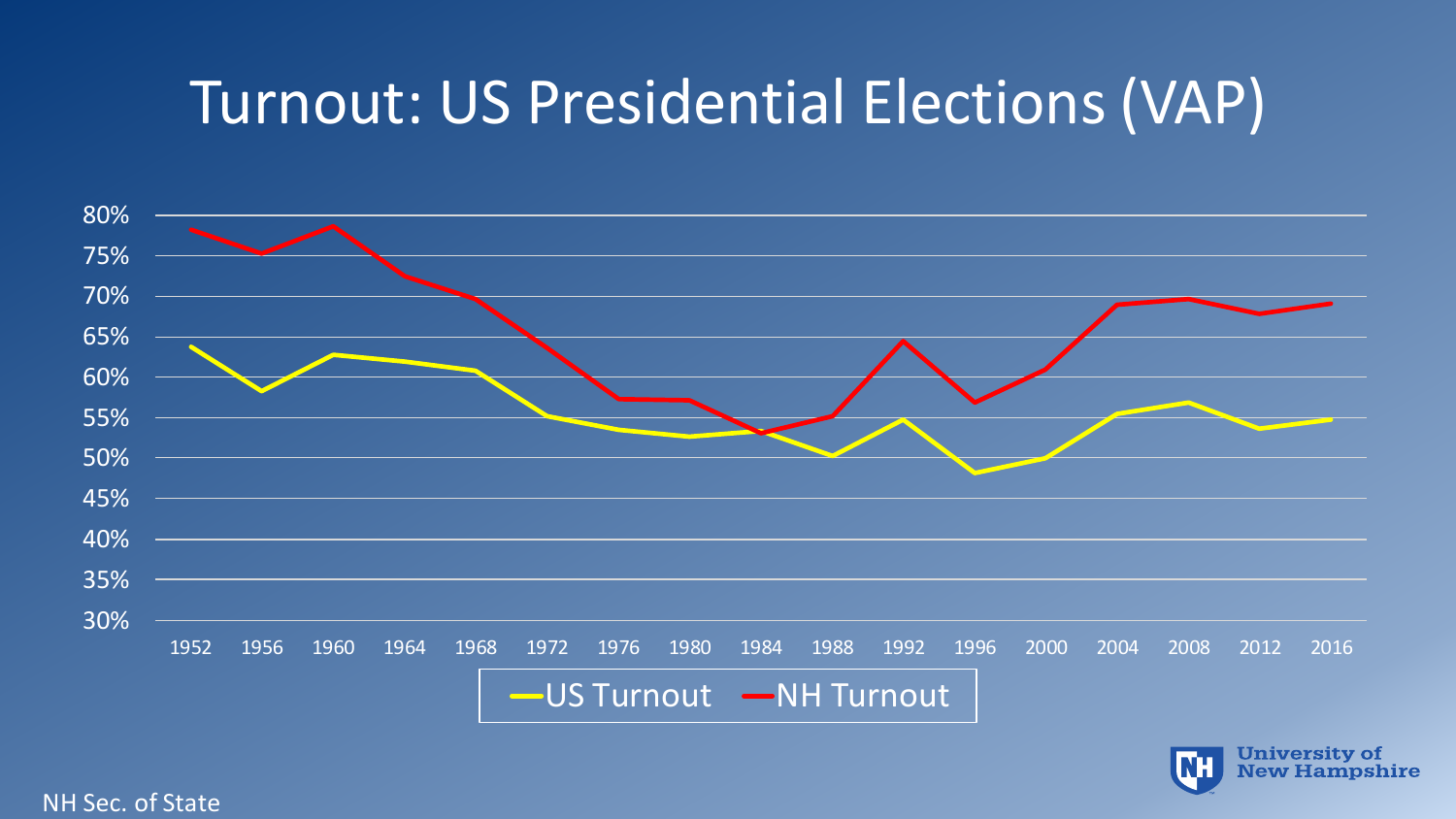# Turnout: US Presidential Elections (VAP)

NH Sec. of State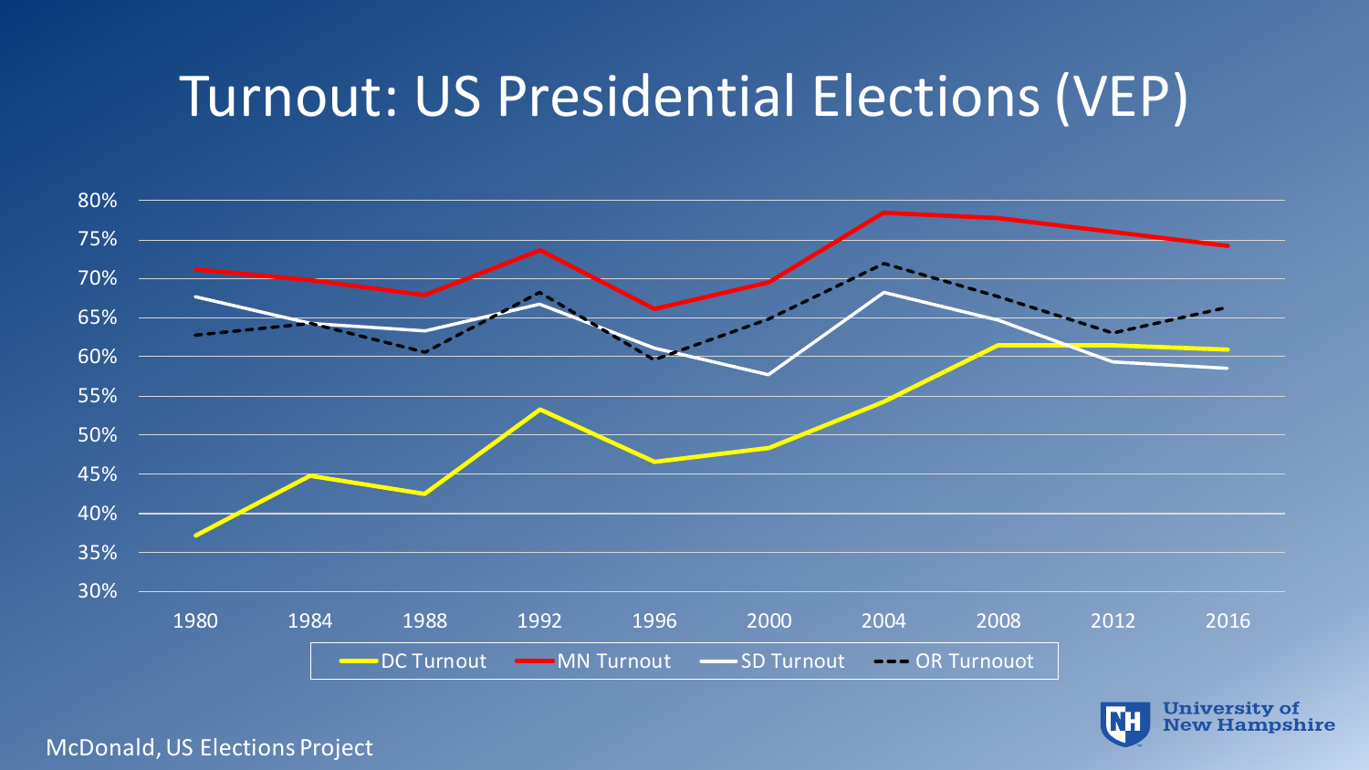# Turnout: US Presidential Elections (VEP)

McDonald, US Elections Project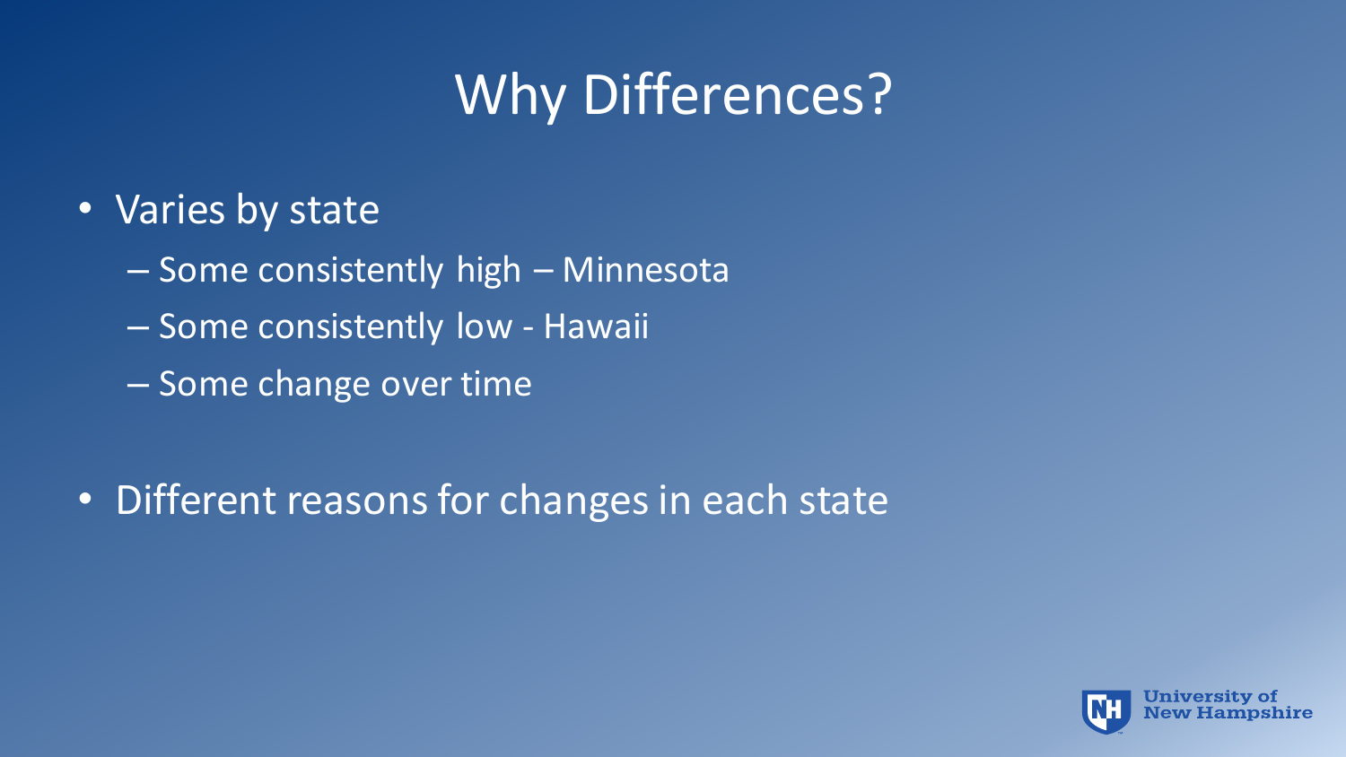# Why Differences?

- Varies by state
  - Some consistently high – Minnesota
  - Some consistently low - Hawaii
  - Some change over time

- Different reasons for changes in each state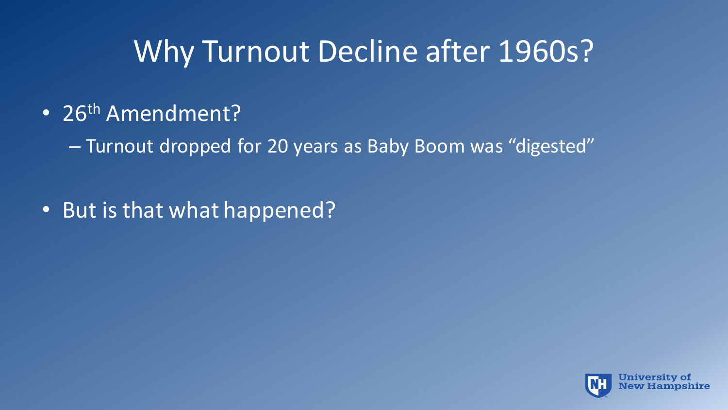# Why Turnout Decline after 1960s?

- 26th Amendment?
  - Turnout dropped for 20 years as Baby Boom was "digested"

- But is that what happened?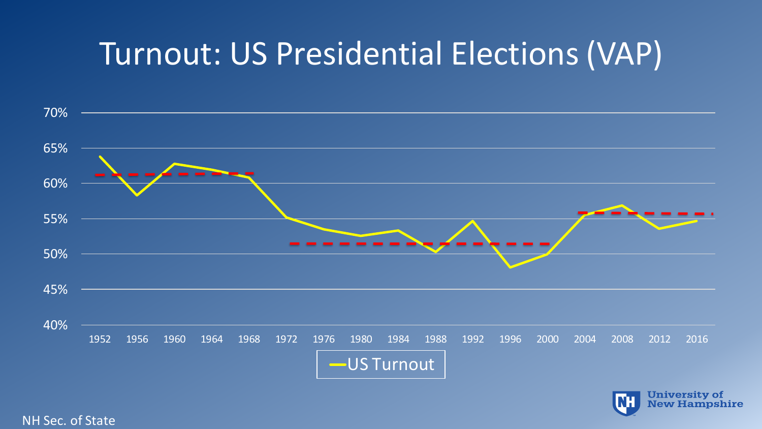# Turnout: US Presidential Elections (VAP)

NH Sec. of State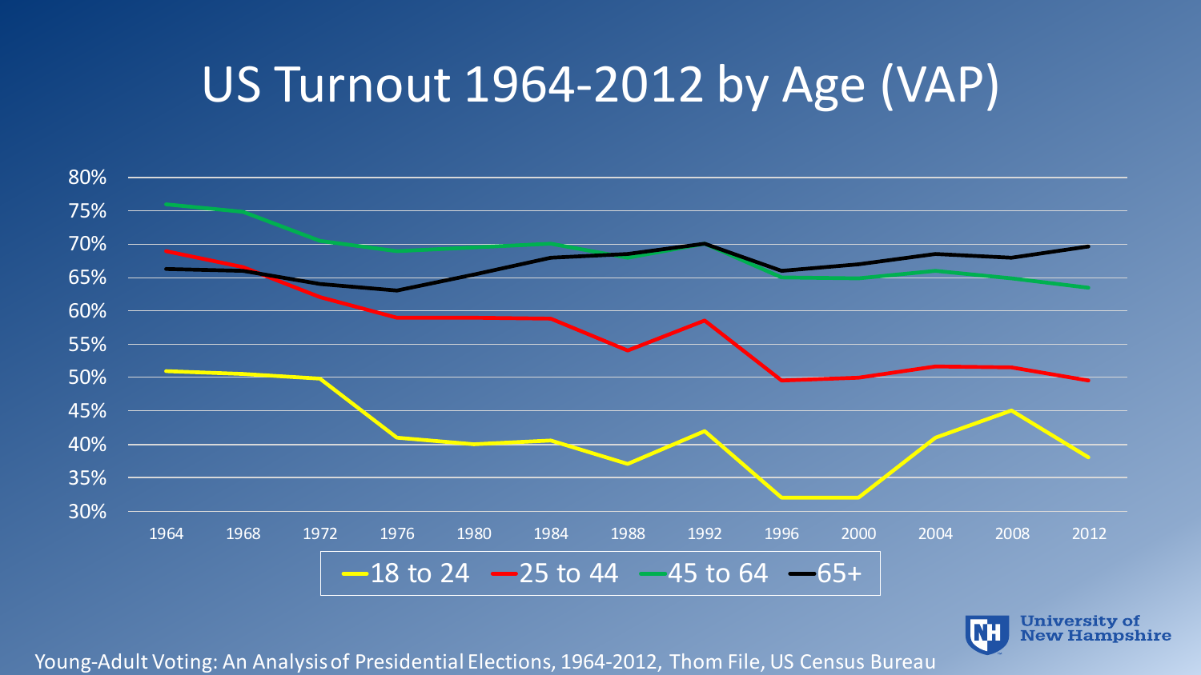# US Turnout 1964-2012 by Age (VAP)

Young-Adult Voting: An Analysis of Presidential Elections, 1964-2012, Thom File, US Census Bureau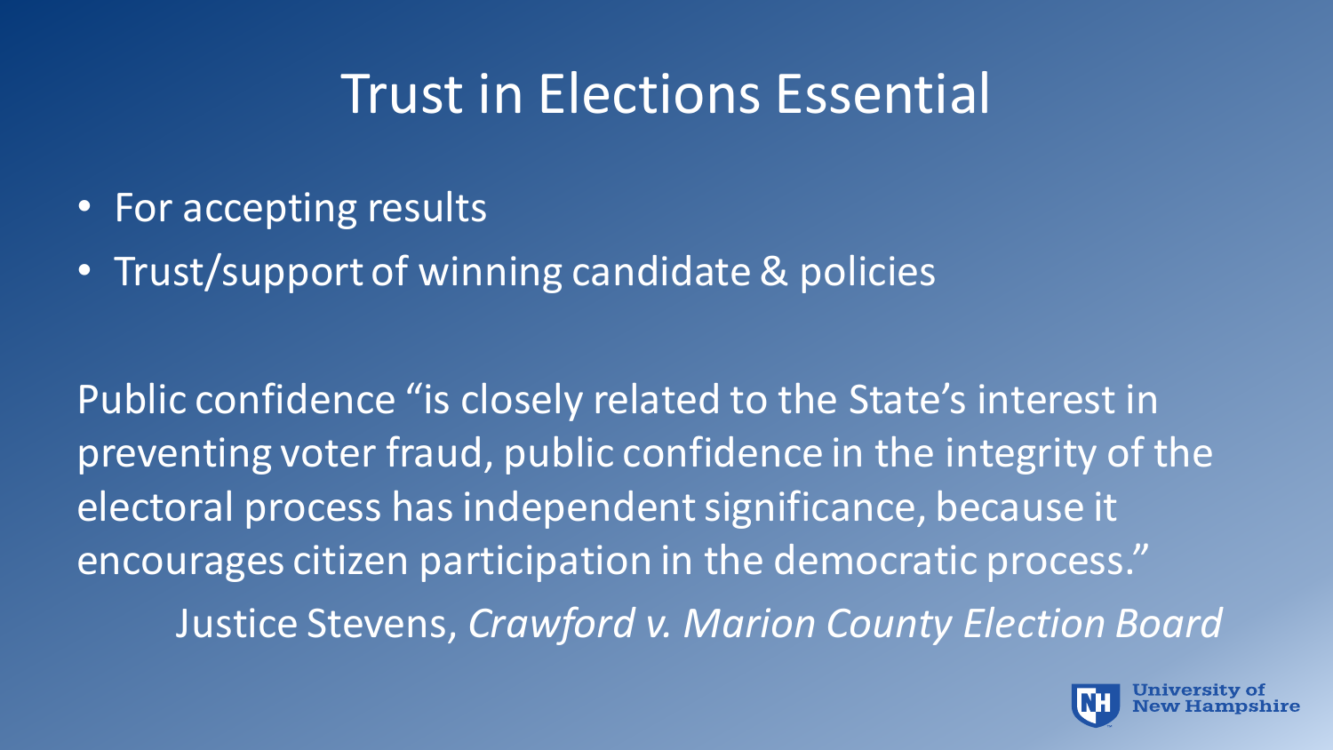# Trust in Elections Essential

- For accepting results
- Trust/support of winning candidate & policies

Public confidence "is closely related to the State's interest in preventing voter fraud, public confidence in the integrity of the electoral process has independent significance, because it encourages citizen participation in the democratic process."

Justice Stevens, *Crawford v. Marion County Election Board*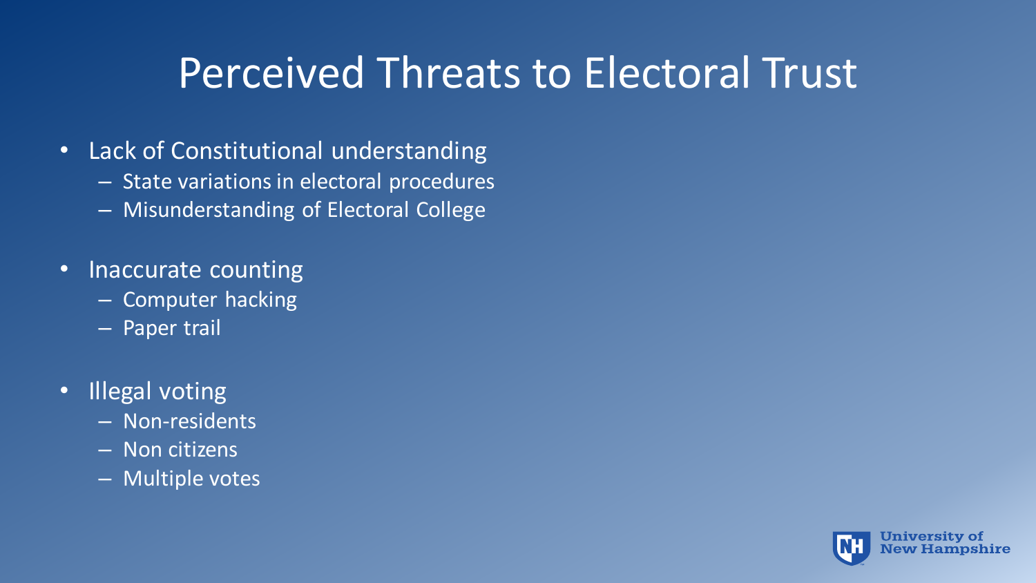# Perceived Threats to Electoral Trust

- Lack of Constitutional understanding
  - State variations in electoral procedures
  - Misunderstanding of Electoral College
- Inaccurate counting
  - Computer hacking
  - Paper trail
- Illegal voting
  - Non-residents
  - Non citizens
  - Multiple votes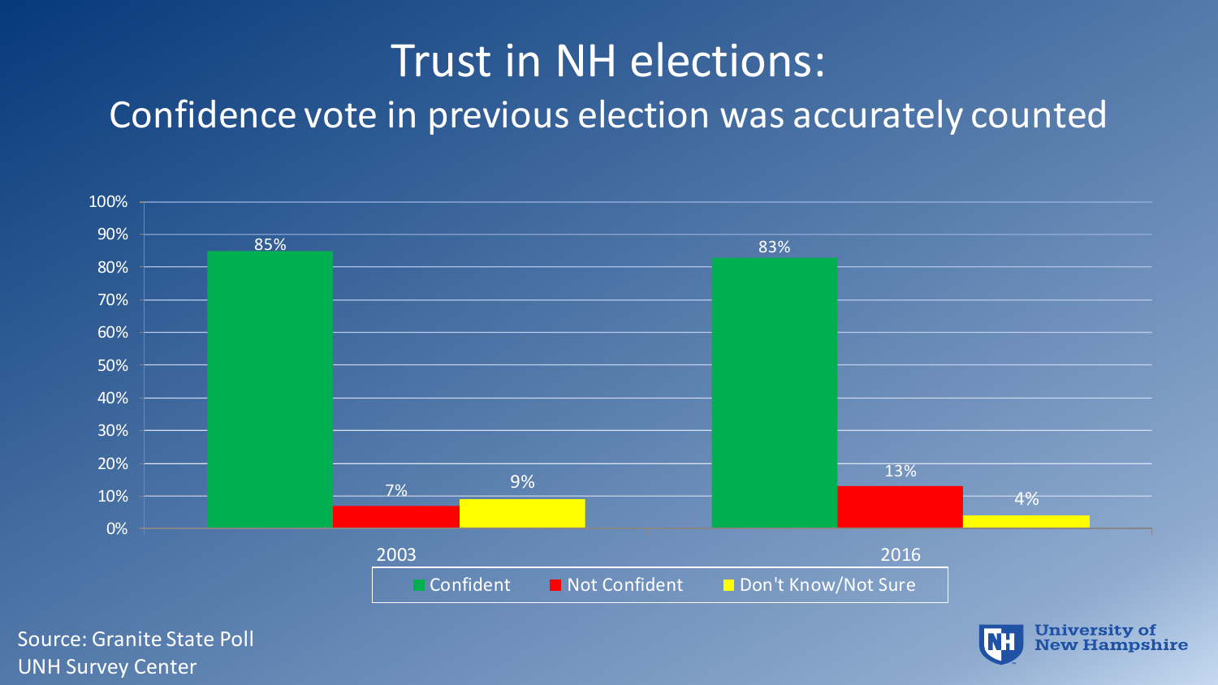# Trust in NH elections:

## Confidence vote in previous election was accurately counted

| | Confident | Not Confident | Don't Know/Not Sure |
|---|---|---|---|
| 2003 | 85% | 7% | 9% |
| 2016 | 83% | 13% | 4% |

Source: Granite State Poll
UNH Survey Center

University of New Hampshire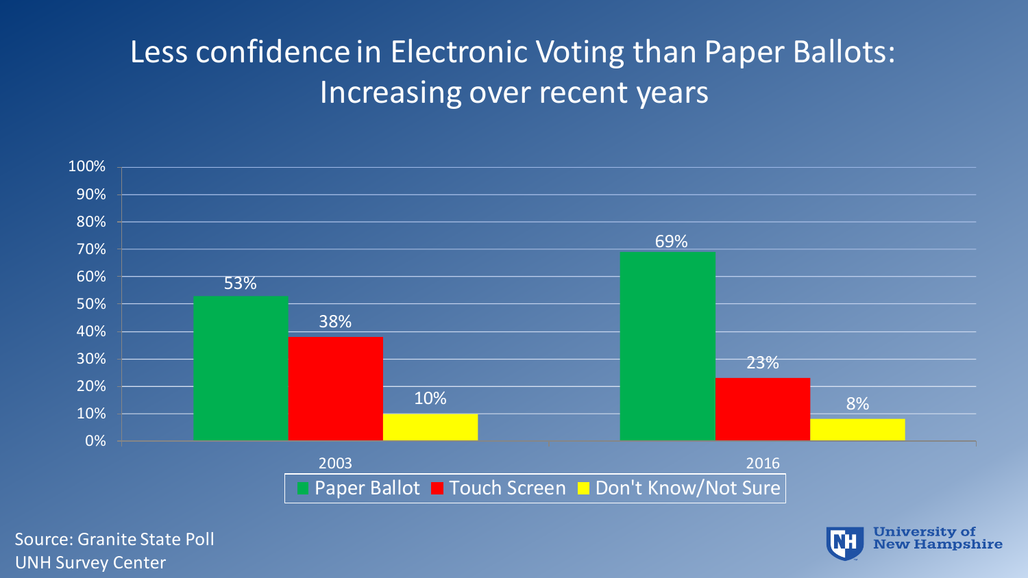# Less confidence in Electronic Voting than Paper Ballots: Increasing over recent years

| | Paper Ballot | Touch Screen | Don't Know/Not Sure |
|---|---|---|---|
| 2003 | 53% | 38% | 10% |
| 2016 | 69% | 23% | 8% |

Source: Granite State Poll
UNH Survey Center

University of New Hampshire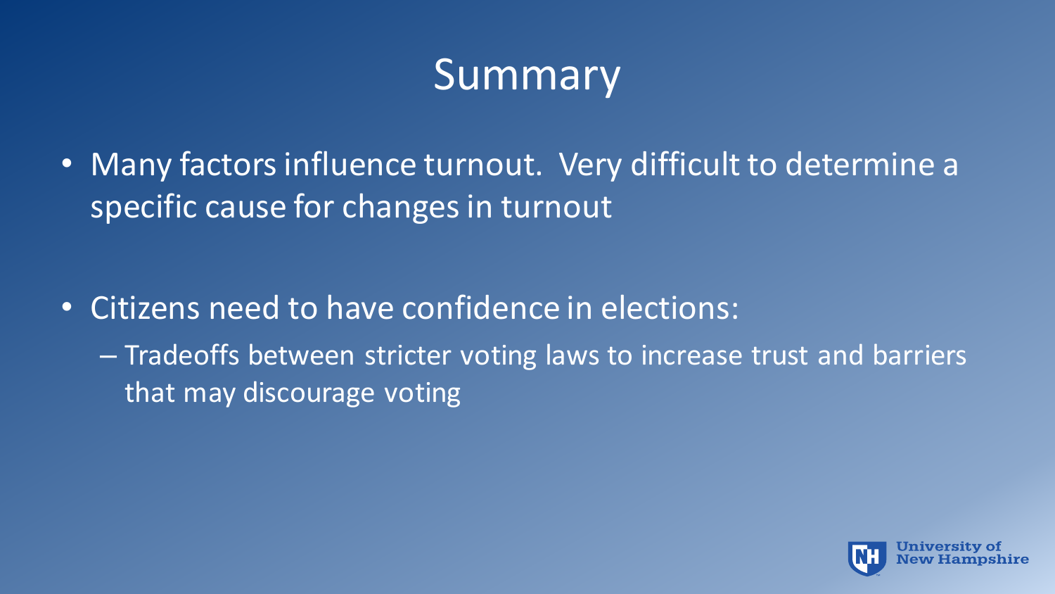# Summary

- Many factors influence turnout. Very difficult to determine a specific cause for changes in turnout

- Citizens need to have confidence in elections:
  - Tradeoffs between stricter voting laws to increase trust and barriers that may discourage voting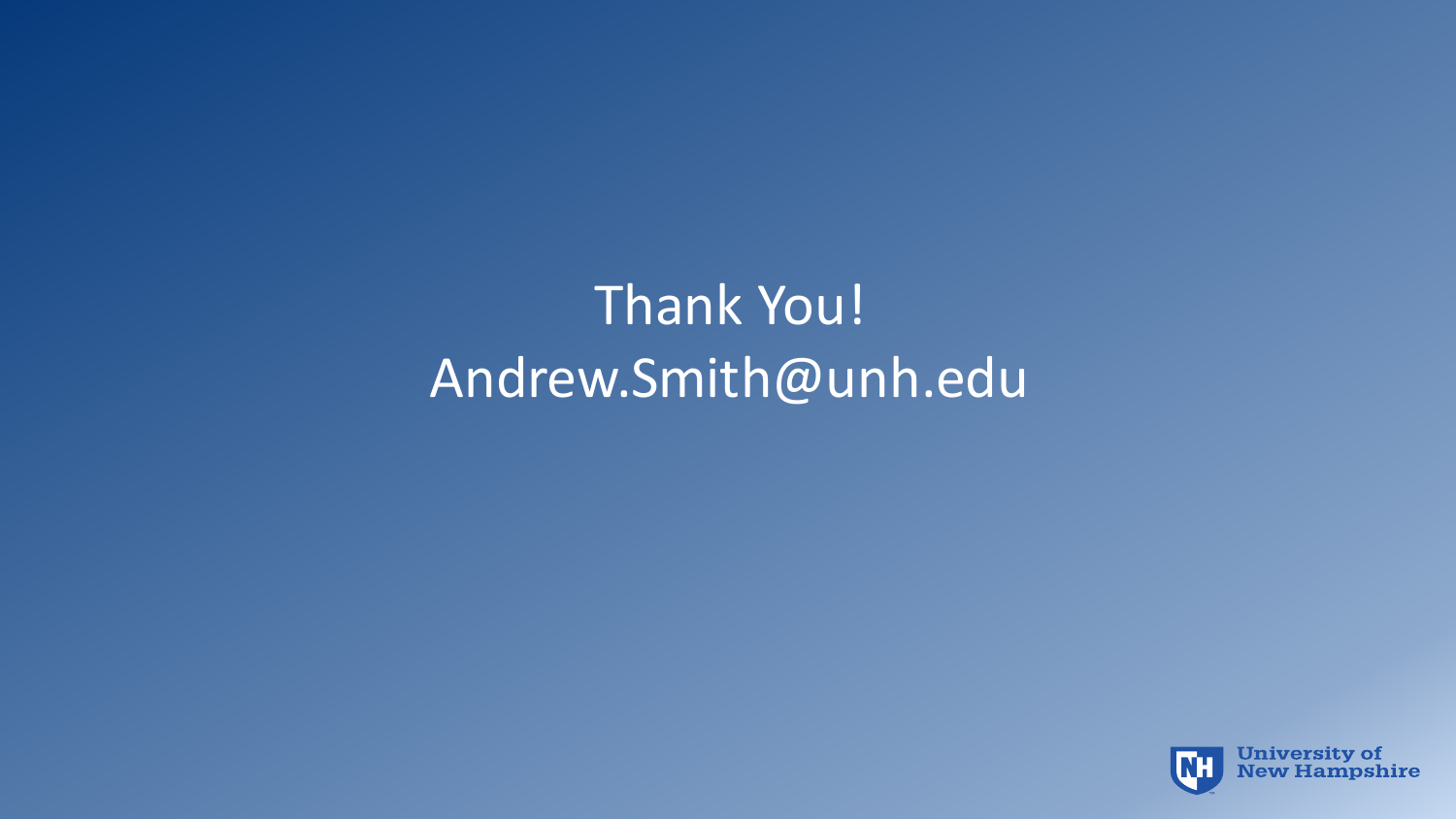Thank You!

Andrew.Smith@unh.edu

University of New Hampshire